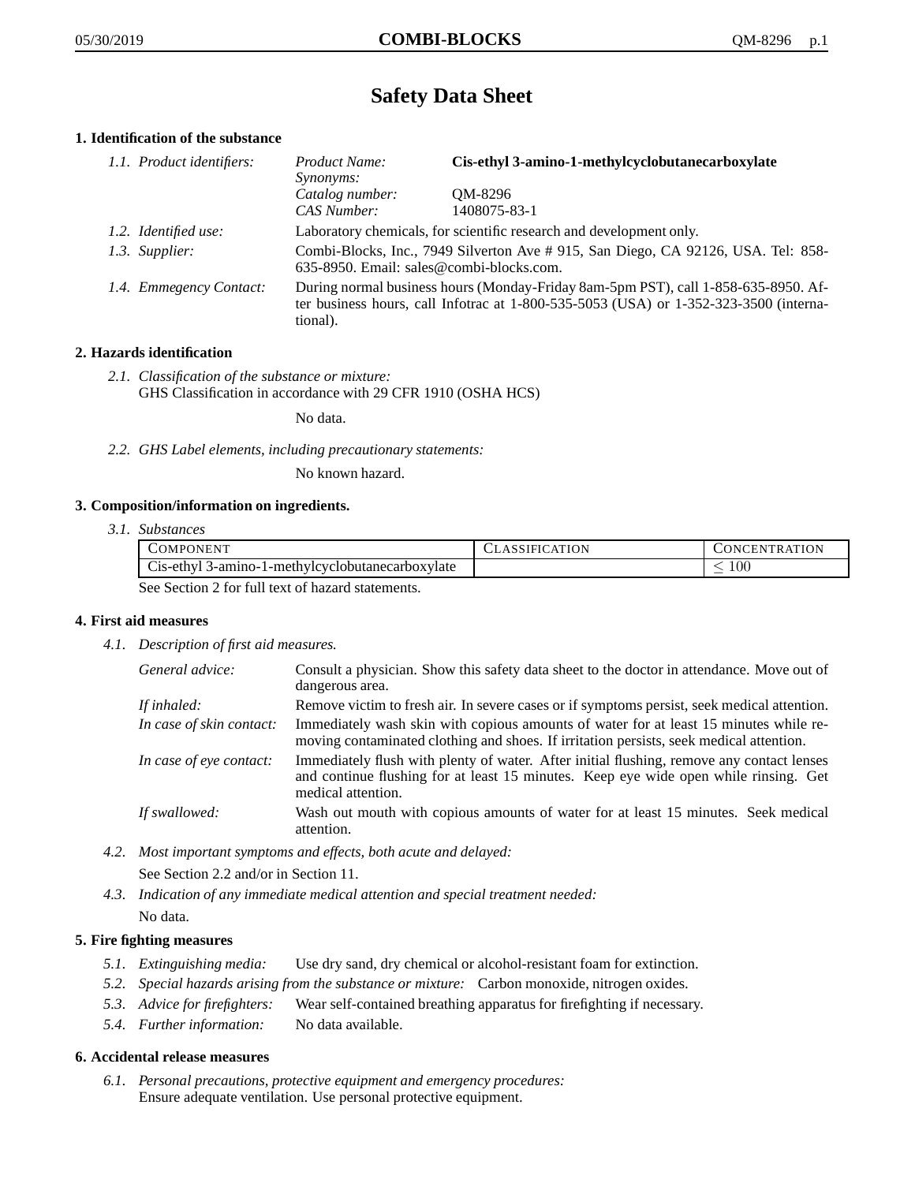# Safety Data Sheet

## 1. Identification of the substance

*1.1. Product identifiers:*

| | |
|---|---|
| *Product Name:* | **Cis-ethyl 3-amino-1-methylcyclobutanecarboxylate** |
| *Synonyms:* | |
| *Catalog number:* | QM-8296 |
| *CAS Number:* | 1408075-83-1 |

*1.2. Identified use:* Laboratory chemicals, for scientific research and development only.

*1.3. Supplier:* Combi-Blocks, Inc., 7949 Silverton Ave # 915, San Diego, CA 92126, USA. Tel: 858-635-8950. Email: sales@combi-blocks.com.

*1.4. Emmegency Contact:* During normal business hours (Monday-Friday 8am-5pm PST), call 1-858-635-8950. After business hours, call Infotrac at 1-800-535-5053 (USA) or 1-352-323-3500 (international).

## 2. Hazards identification

*2.1. Classification of the substance or mixture:*
GHS Classification in accordance with 29 CFR 1910 (OSHA HCS)

No data.

*2.2. GHS Label elements, including precautionary statements:*

No known hazard.

## 3. Composition/information on ingredients.

*3.1. Substances*

| Component | Classification | Concentration |
|---|---|---|
| Cis-ethyl 3-amino-1-methylcyclobutanecarboxylate | | $\leq 100$ |

See Section 2 for full text of hazard statements.

## 4. First aid measures

*4.1. Description of first aid measures.*

*General advice:* Consult a physician. Show this safety data sheet to the doctor in attendance. Move out of dangerous area.

*If inhaled:* Remove victim to fresh air. In severe cases or if symptoms persist, seek medical attention.

*In case of skin contact:* Immediately wash skin with copious amounts of water for at least 15 minutes while removing contaminated clothing and shoes. If irritation persists, seek medical attention.

*In case of eye contact:* Immediately flush with plenty of water. After initial flushing, remove any contact lenses and continue flushing for at least 15 minutes. Keep eye wide open while rinsing. Get medical attention.

*If swallowed:* Wash out mouth with copious amounts of water for at least 15 minutes. Seek medical attention.

*4.2. Most important symptoms and effects, both acute and delayed:*
See Section 2.2 and/or in Section 11.

*4.3. Indication of any immediate medical attention and special treatment needed:*
No data.

## 5. Fire fighting measures

*5.1. Extinguishing media:* Use dry sand, dry chemical or alcohol-resistant foam for extinction.

*5.2. Special hazards arising from the substance or mixture:* Carbon monoxide, nitrogen oxides.

*5.3. Advice for firefighters:* Wear self-contained breathing apparatus for firefighting if necessary.

*5.4. Further information:* No data available.

## 6. Accidental release measures

*6.1. Personal precautions, protective equipment and emergency procedures:*
Ensure adequate ventilation. Use personal protective equipment.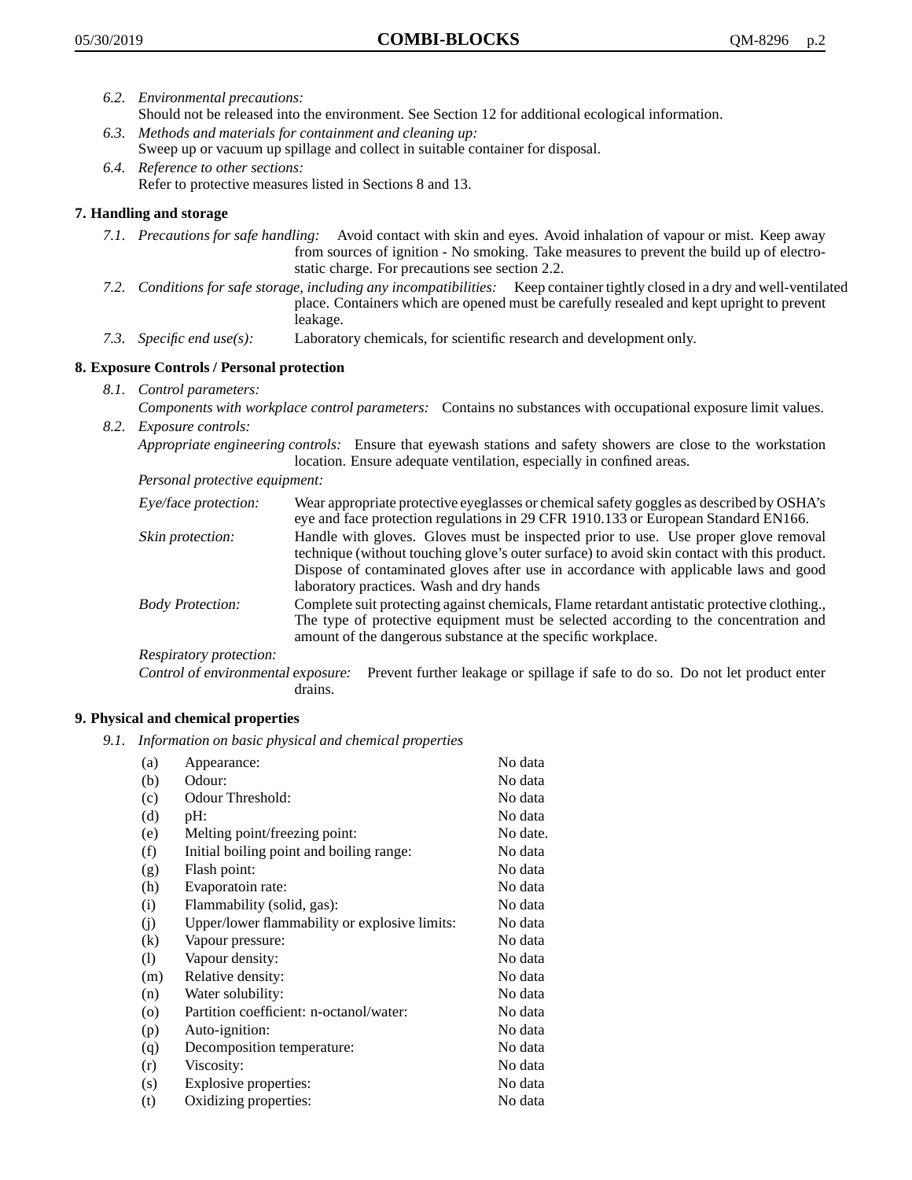6.2. *Environmental precautions:*
Should not be released into the environment. See Section 12 for additional ecological information.

6.3. *Methods and materials for containment and cleaning up:*
Sweep up or vacuum up spillage and collect in suitable container for disposal.

6.4. *Reference to other sections:*
Refer to protective measures listed in Sections 8 and 13.

## 7. Handling and storage

7.1. *Precautions for safe handling:* Avoid contact with skin and eyes. Avoid inhalation of vapour or mist. Keep away from sources of ignition - No smoking. Take measures to prevent the build up of electrostatic charge. For precautions see section 2.2.

7.2. *Conditions for safe storage, including any incompatibilities:* Keep container tightly closed in a dry and well-ventilated place. Containers which are opened must be carefully resealed and kept upright to prevent leakage.

7.3. *Specific end use(s):* Laboratory chemicals, for scientific research and development only.

## 8. Exposure Controls / Personal protection

8.1. *Control parameters:*
*Components with workplace control parameters:* Contains no substances with occupational exposure limit values.

8.2. *Exposure controls:*
*Appropriate engineering controls:* Ensure that eyewash stations and safety showers are close to the workstation location. Ensure adequate ventilation, especially in confined areas.

*Personal protective equipment:*

*Eye/face protection:* Wear appropriate protective eyeglasses or chemical safety goggles as described by OSHA's eye and face protection regulations in 29 CFR 1910.133 or European Standard EN166.

*Skin protection:* Handle with gloves. Gloves must be inspected prior to use. Use proper glove removal technique (without touching glove's outer surface) to avoid skin contact with this product. Dispose of contaminated gloves after use in accordance with applicable laws and good laboratory practices. Wash and dry hands

*Body Protection:* Complete suit protecting against chemicals, Flame retardant antistatic protective clothing., The type of protective equipment must be selected according to the concentration and amount of the dangerous substance at the specific workplace.

*Respiratory protection:*

*Control of environmental exposure:* Prevent further leakage or spillage if safe to do so. Do not let product enter drains.

## 9. Physical and chemical properties

9.1. *Information on basic physical and chemical properties*

| | | |
|---|---|---|
| (a) | Appearance: | No data |
| (b) | Odour: | No data |
| (c) | Odour Threshold: | No data |
| (d) | pH: | No data |
| (e) | Melting point/freezing point: | No date. |
| (f) | Initial boiling point and boiling range: | No data |
| (g) | Flash point: | No data |
| (h) | Evaporatoin rate: | No data |
| (i) | Flammability (solid, gas): | No data |
| (j) | Upper/lower flammability or explosive limits: | No data |
| (k) | Vapour pressure: | No data |
| (l) | Vapour density: | No data |
| (m) | Relative density: | No data |
| (n) | Water solubility: | No data |
| (o) | Partition coefficient: n-octanol/water: | No data |
| (p) | Auto-ignition: | No data |
| (q) | Decomposition temperature: | No data |
| (r) | Viscosity: | No data |
| (s) | Explosive properties: | No data |
| (t) | Oxidizing properties: | No data |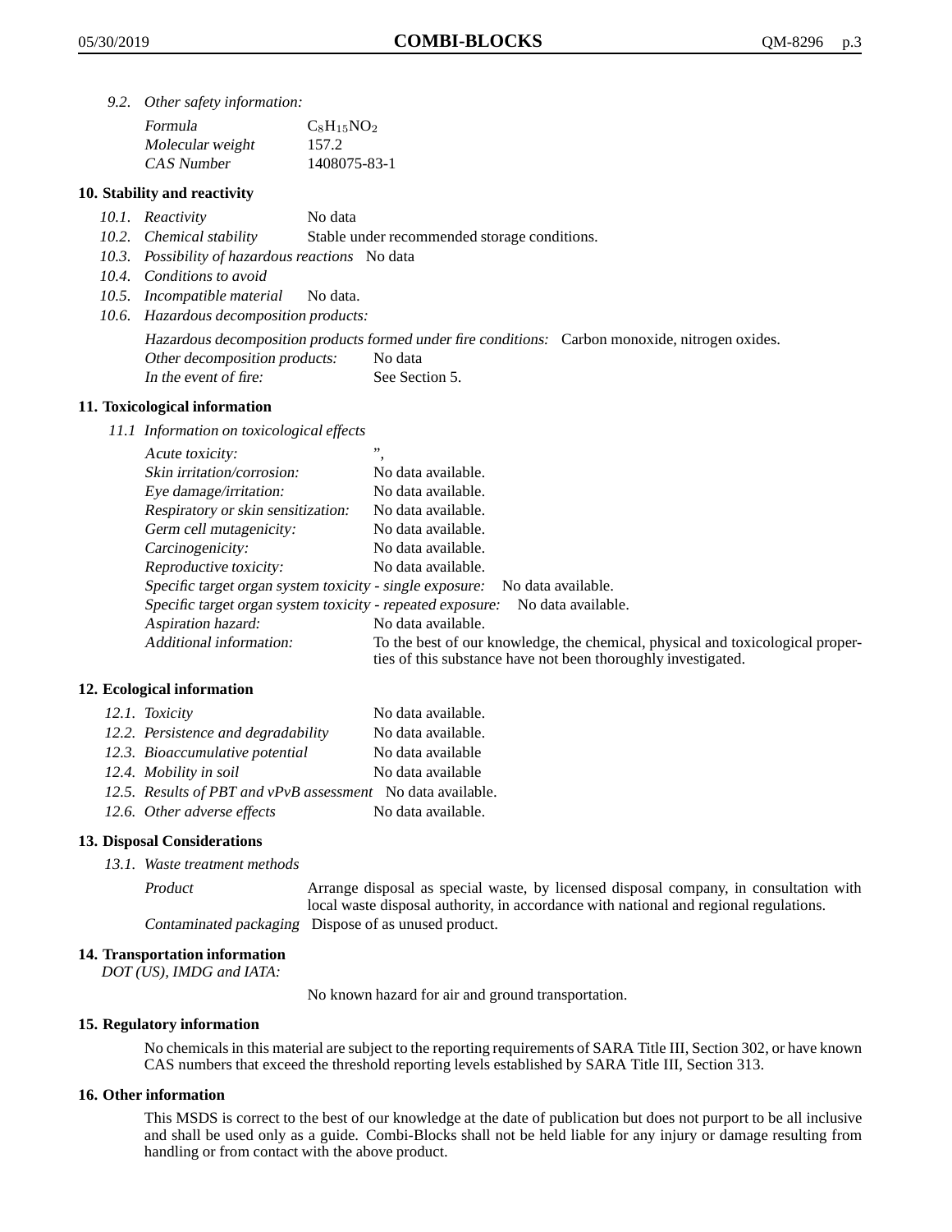*9.2. Other safety information:*

| | |
|---|---|
| *Formula* | $C_8H_{15}NO_2$ |
| *Molecular weight* | 157.2 |
| *CAS Number* | 1408075-83-1 |

## 10. Stability and reactivity

*10.1. Reactivity* No data

*10.2. Chemical stability* Stable under recommended storage conditions.

*10.3. Possibility of hazardous reactions* No data

*10.4. Conditions to avoid*

*10.5. Incompatible material* No data.

*10.6. Hazardous decomposition products:*

*Hazardous decomposition products formed under fire conditions:* Carbon monoxide, nitrogen oxides.

*Other decomposition products:* No data

*In the event of fire:* See Section 5.

## 11. Toxicological information

*11.1 Information on toxicological effects*

*Acute toxicity:* ",

*Skin irritation/corrosion:* No data available.

*Eye damage/irritation:* No data available.

*Respiratory or skin sensitization:* No data available.

*Germ cell mutagenicity:* No data available.

*Carcinogenicity:* No data available.

*Reproductive toxicity:* No data available.

*Specific target organ system toxicity - single exposure:* No data available.

*Specific target organ system toxicity - repeated exposure:* No data available.

*Aspiration hazard:* No data available.

*Additional information:* To the best of our knowledge, the chemical, physical and toxicological properties of this substance have not been thoroughly investigated.

## 12. Ecological information

*12.1. Toxicity* No data available.

*12.2. Persistence and degradability* No data available.

*12.3. Bioaccumulative potential* No data available

*12.4. Mobility in soil* No data available

*12.5. Results of PBT and vPvB assessment* No data available.

*12.6. Other adverse effects* No data available.

## 13. Disposal Considerations

*13.1. Waste treatment methods*

*Product* Arrange disposal as special waste, by licensed disposal company, in consultation with local waste disposal authority, in accordance with national and regional regulations.

*Contaminated packaging* Dispose of as unused product.

## 14. Transportation information

*DOT (US), IMDG and IATA:*

No known hazard for air and ground transportation.

## 15. Regulatory information

No chemicals in this material are subject to the reporting requirements of SARA Title III, Section 302, or have known CAS numbers that exceed the threshold reporting levels established by SARA Title III, Section 313.

## 16. Other information

This MSDS is correct to the best of our knowledge at the date of publication but does not purport to be all inclusive and shall be used only as a guide. Combi-Blocks shall not be held liable for any injury or damage resulting from handling or from contact with the above product.